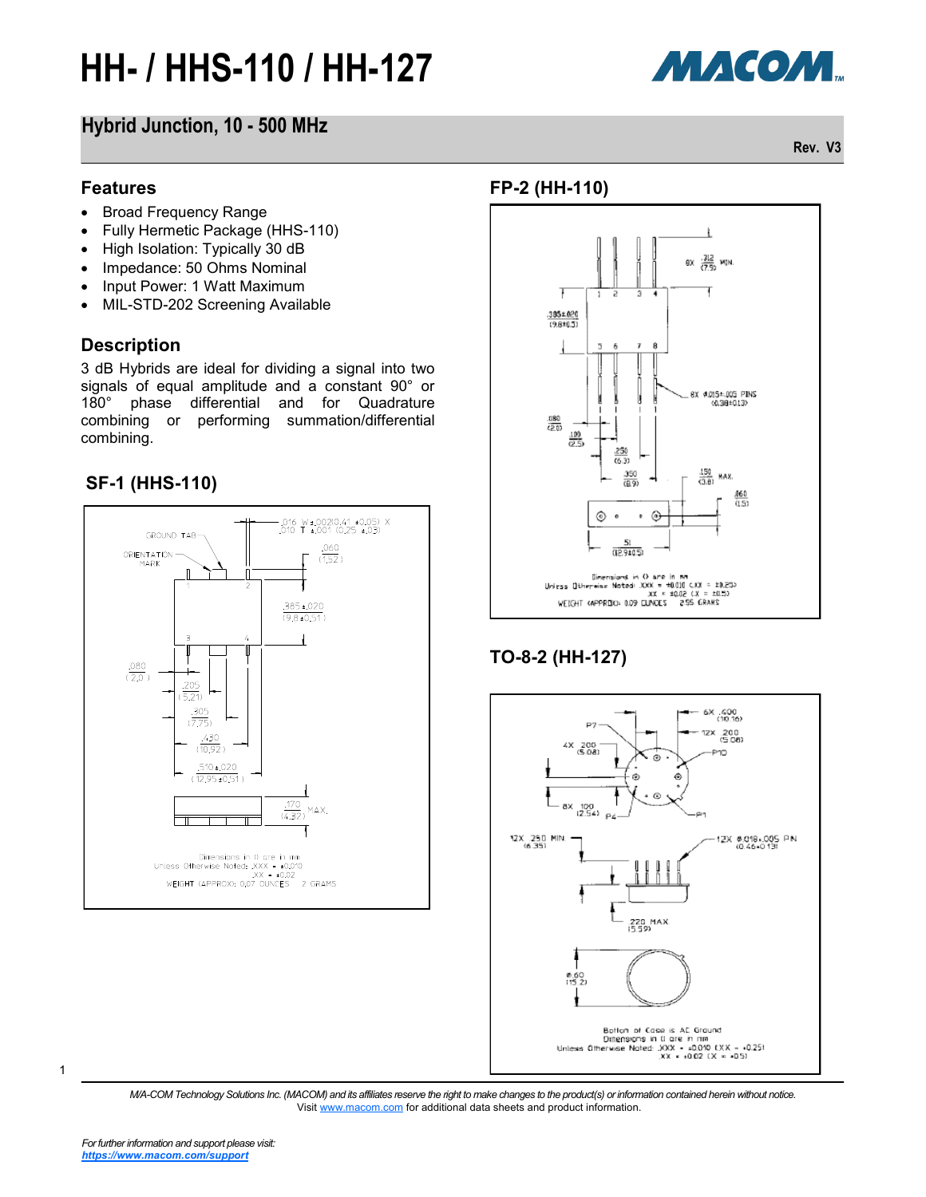# HH- / HHS-110 / HH-127

## Hybrid Junction, 10 - 500 MHz

Rev. V3

## Features

- Broad Frequency Range
- Fully Hermetic Package (HHS-110)
- High Isolation: Typically 30 dB
- Impedance: 50 Ohms Nominal
- Input Power: 1 Watt Maximum
- MIL-STD-202 Screening Available

## Description

3 dB Hybrids are ideal for dividing a signal into two signals of equal amplitude and a constant 90° or 180° phase differential and for Quadrature combining or performing summation/differential combining.

## SF-1 (HHS-110)

Dimensions in () are in mm
Unless Otherwise Noted: .XXX = ±0.010
.XX = ±0.02
WEIGHT (APPROX): 0.07 OUNCES 2 GRAMS

## FP-2 (HH-110)

Dimensions in () are in mm
Unless Otherwise Noted: .XXX = ±0.010 (.XX = ±0.25)
.XX = ±0.02 (.X = ±0.5)
WEIGHT (APPROX): 0.09 OUNCES 2.55 GRAMS

## TO-8-2 (HH-127)

Bottom of Case is AC Ground
Dimensions in () are in mm
Unless Otherwise Noted: .XXX = ±0.010 (.XX = ±0.25)
.XX = ±0.02 (.X = ±0.5)

*M/A-COM Technology Solutions Inc. (MACOM) and its affiliates reserve the right to make changes to the product(s) or information contained herein without notice.*
Visit www.macom.com for additional data sheets and product information.

*For further information and support please visit:*
***https://www.macom.com/support***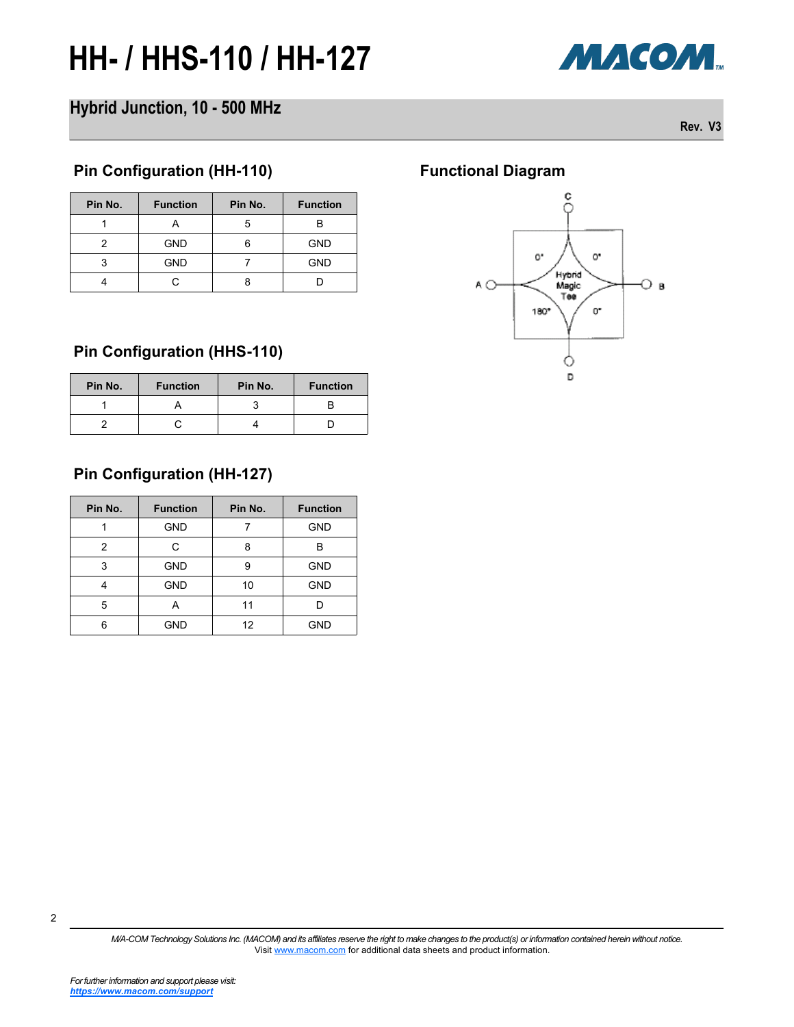# HH- / HHS-110 / HH-127

## Hybrid Junction, 10 - 500 MHz

Rev. V3

### Pin Configuration (HH-110)

| Pin No. | Function | Pin No. | Function |
|---|---|---|---|
| 1 | A | 5 | B |
| 2 | GND | 6 | GND |
| 3 | GND | 7 | GND |
| 4 | C | 8 | D |

### Functional Diagram

### Pin Configuration (HHS-110)

| Pin No. | Function | Pin No. | Function |
|---|---|---|---|
| 1 | A | 3 | B |
| 2 | C | 4 | D |

### Pin Configuration (HH-127)

| Pin No. | Function | Pin No. | Function |
|---|---|---|---|
| 1 | GND | 7 | GND |
| 2 | C | 8 | B |
| 3 | GND | 9 | GND |
| 4 | GND | 10 | GND |
| 5 | A | 11 | D |
| 6 | GND | 12 | GND |

*M/A-COM Technology Solutions Inc. (MACOM) and its affiliates reserve the right to make changes to the product(s) or information contained herein without notice.*
Visit www.macom.com for additional data sheets and product information.

*For further information and support please visit:*
***https://www.macom.com/support***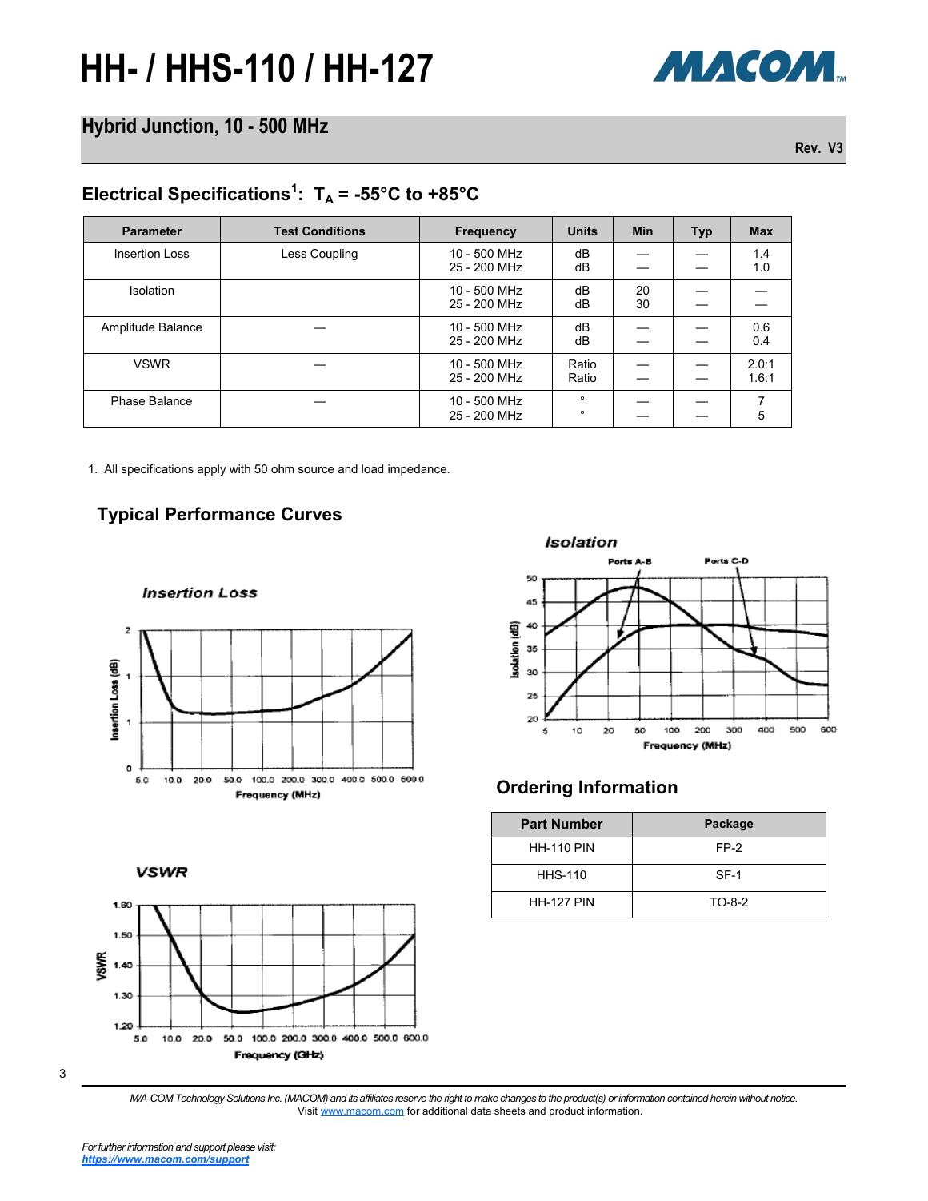# HH- / HHS-110 / HH-127

## Hybrid Junction, 10 - 500 MHz

Rev. V3

### Electrical Specifications[1]: $T_A$ = -55°C to +85°C

| Parameter | Test Conditions | Frequency | Units | Min | Typ | Max |
|---|---|---|---|---|---|---|
| Insertion Loss | Less Coupling | 10 - 500 MHz<br>25 - 200 MHz | dB<br>dB | —<br>— | —<br>— | 1.4<br>1.0 |
| Isolation | | 10 - 500 MHz<br>25 - 200 MHz | dB<br>dB | 20<br>30 | —<br>— | —<br>— |
| Amplitude Balance | — | 10 - 500 MHz<br>25 - 200 MHz | dB<br>dB | —<br>— | —<br>— | 0.6<br>0.4 |
| VSWR | — | 10 - 500 MHz<br>25 - 200 MHz | Ratio<br>Ratio | —<br>— | —<br>— | 2.0:1<br>1.6:1 |
| Phase Balance | — | 10 - 500 MHz<br>25 - 200 MHz | °<br>° | —<br>— | —<br>— | 7<br>5 |

1. All specifications apply with 50 ohm source and load impedance.

### Typical Performance Curves

Insertion Loss

Isolation

VSWR

### Ordering Information

| Part Number | Package |
|---|---|
| HH-110 PIN | FP-2 |
| HHS-110 | SF-1 |
| HH-127 PIN | TO-8-2 |

*M/A-COM Technology Solutions Inc. (MACOM) and its affiliates reserve the right to make changes to the product(s) or information contained herein without notice.*
Visit www.macom.com for additional data sheets and product information.

*For further information and support please visit:*
***https://www.macom.com/support***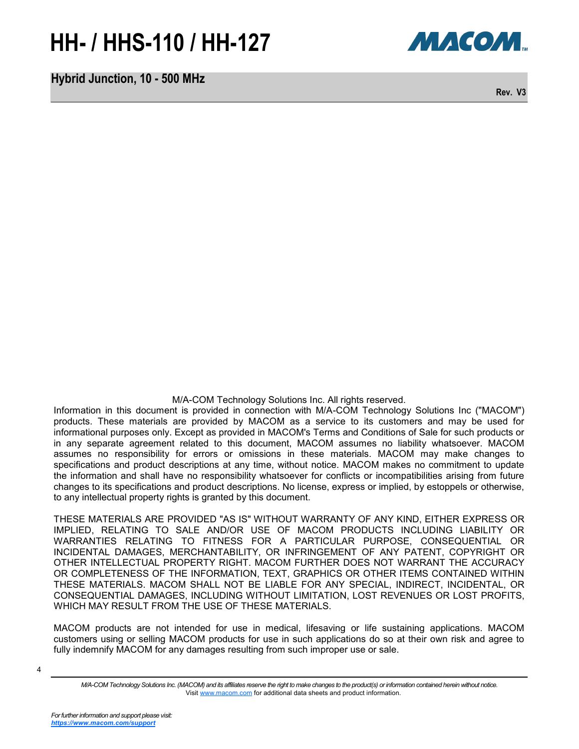M/A-COM Technology Solutions Inc. All rights reserved.

Information in this document is provided in connection with M/A-COM Technology Solutions Inc ("MACOM") products. These materials are provided by MACOM as a service to its customers and may be used for informational purposes only. Except as provided in MACOM's Terms and Conditions of Sale for such products or in any separate agreement related to this document, MACOM assumes no liability whatsoever. MACOM assumes no responsibility for errors or omissions in these materials. MACOM may make changes to specifications and product descriptions at any time, without notice. MACOM makes no commitment to update the information and shall have no responsibility whatsoever for conflicts or incompatibilities arising from future changes to its specifications and product descriptions. No license, express or implied, by estoppels or otherwise, to any intellectual property rights is granted by this document.

THESE MATERIALS ARE PROVIDED "AS IS" WITHOUT WARRANTY OF ANY KIND, EITHER EXPRESS OR IMPLIED, RELATING TO SALE AND/OR USE OF MACOM PRODUCTS INCLUDING LIABILITY OR WARRANTIES RELATING TO FITNESS FOR A PARTICULAR PURPOSE, CONSEQUENTIAL OR INCIDENTAL DAMAGES, MERCHANTABILITY, OR INFRINGEMENT OF ANY PATENT, COPYRIGHT OR OTHER INTELLECTUAL PROPERTY RIGHT. MACOM FURTHER DOES NOT WARRANT THE ACCURACY OR COMPLETENESS OF THE INFORMATION, TEXT, GRAPHICS OR OTHER ITEMS CONTAINED WITHIN THESE MATERIALS. MACOM SHALL NOT BE LIABLE FOR ANY SPECIAL, INDIRECT, INCIDENTAL, OR CONSEQUENTIAL DAMAGES, INCLUDING WITHOUT LIMITATION, LOST REVENUES OR LOST PROFITS, WHICH MAY RESULT FROM THE USE OF THESE MATERIALS.

MACOM products are not intended for use in medical, lifesaving or life sustaining applications. MACOM customers using or selling MACOM products for use in such applications do so at their own risk and agree to fully indemnify MACOM for any damages resulting from such improper use or sale.